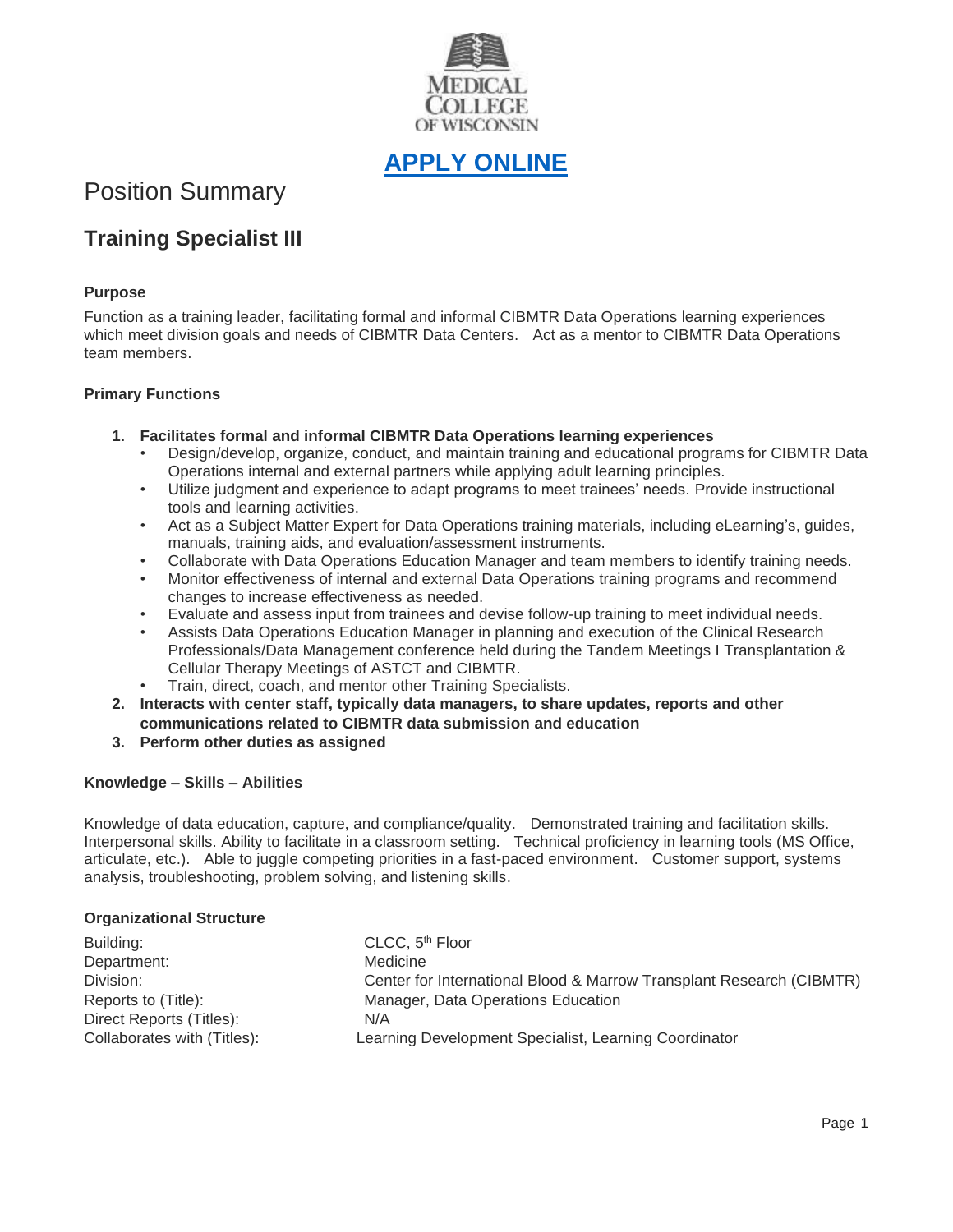MEDICAL COLLEGE OF WISCONSIN

**APPLY ONLINE**

# Position Summary

## Training Specialist III

### Purpose

Function as a training leader, facilitating formal and informal CIBMTR Data Operations learning experiences which meet division goals and needs of CIBMTR Data Centers. Act as a mentor to CIBMTR Data Operations team members.

### Primary Functions

1. **Facilitates formal and informal CIBMTR Data Operations learning experiences**
   - Design/develop, organize, conduct, and maintain training and educational programs for CIBMTR Data Operations internal and external partners while applying adult learning principles.
   - Utilize judgment and experience to adapt programs to meet trainees' needs. Provide instructional tools and learning activities.
   - Act as a Subject Matter Expert for Data Operations training materials, including eLearning's, guides, manuals, training aids, and evaluation/assessment instruments.
   - Collaborate with Data Operations Education Manager and team members to identify training needs.
   - Monitor effectiveness of internal and external Data Operations training programs and recommend changes to increase effectiveness as needed.
   - Evaluate and assess input from trainees and devise follow-up training to meet individual needs.
   - Assists Data Operations Education Manager in planning and execution of the Clinical Research Professionals/Data Management conference held during the Tandem Meetings I Transplantation & Cellular Therapy Meetings of ASTCT and CIBMTR.
   - Train, direct, coach, and mentor other Training Specialists.
2. **Interacts with center staff, typically data managers, to share updates, reports and other communications related to CIBMTR data submission and education**
3. **Perform other duties as assigned**

### Knowledge – Skills – Abilities

Knowledge of data education, capture, and compliance/quality. Demonstrated training and facilitation skills. Interpersonal skills. Ability to facilitate in a classroom setting. Technical proficiency in learning tools (MS Office, articulate, etc.). Able to juggle competing priorities in a fast-paced environment. Customer support, systems analysis, troubleshooting, problem solving, and listening skills.

### Organizational Structure

| | |
|---|---|
| Building: | CLCC, 5th Floor |
| Department: | Medicine |
| Division: | Center for International Blood & Marrow Transplant Research (CIBMTR) |
| Reports to (Title): | Manager, Data Operations Education |
| Direct Reports (Titles): | N/A |
| Collaborates with (Titles): | Learning Development Specialist, Learning Coordinator |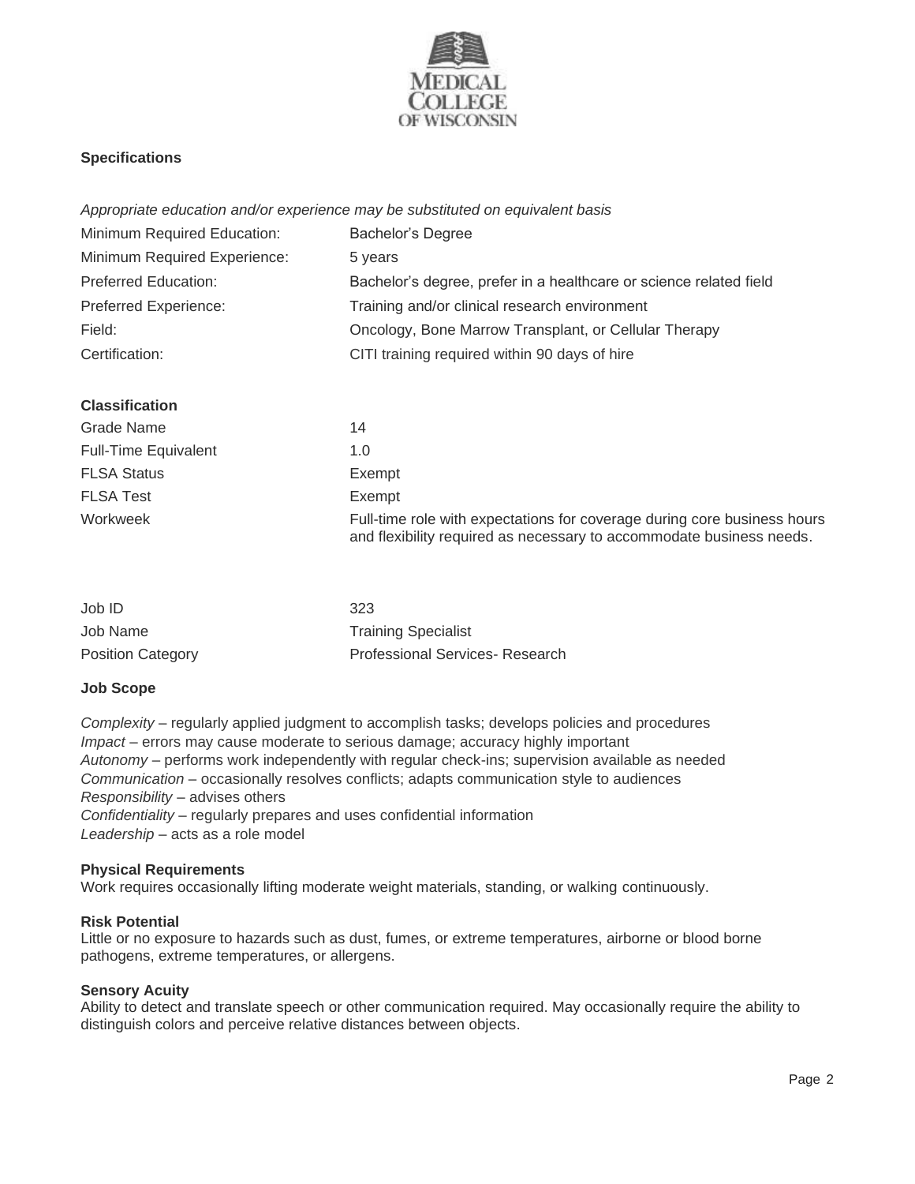**Specifications**

*Appropriate education and/or experience may be substituted on equivalent basis*

| | |
|---|---|
| Minimum Required Education: | Bachelor's Degree |
| Minimum Required Experience: | 5 years |
| Preferred Education: | Bachelor's degree, prefer in a healthcare or science related field |
| Preferred Experience: | Training and/or clinical research environment |
| Field: | Oncology, Bone Marrow Transplant, or Cellular Therapy |
| Certification: | CITI training required within 90 days of hire |

**Classification**

| | |
|---|---|
| Grade Name | 14 |
| Full-Time Equivalent | 1.0 |
| FLSA Status | Exempt |
| FLSA Test | Exempt |
| Workweek | Full-time role with expectations for coverage during core business hours and flexibility required as necessary to accommodate business needs. |

| | |
|---|---|
| Job ID | 323 |
| Job Name | Training Specialist |
| Position Category | Professional Services- Research |

**Job Scope**

*Complexity* – regularly applied judgment to accomplish tasks; develops policies and procedures
*Impact* – errors may cause moderate to serious damage; accuracy highly important
*Autonomy* – performs work independently with regular check-ins; supervision available as needed
*Communication* – occasionally resolves conflicts; adapts communication style to audiences
*Responsibility* – advises others
*Confidentiality* – regularly prepares and uses confidential information
*Leadership* – acts as a role model

**Physical Requirements**
Work requires occasionally lifting moderate weight materials, standing, or walking continuously.

**Risk Potential**
Little or no exposure to hazards such as dust, fumes, or extreme temperatures, airborne or blood borne pathogens, extreme temperatures, or allergens.

**Sensory Acuity**
Ability to detect and translate speech or other communication required. May occasionally require the ability to distinguish colors and perceive relative distances between objects.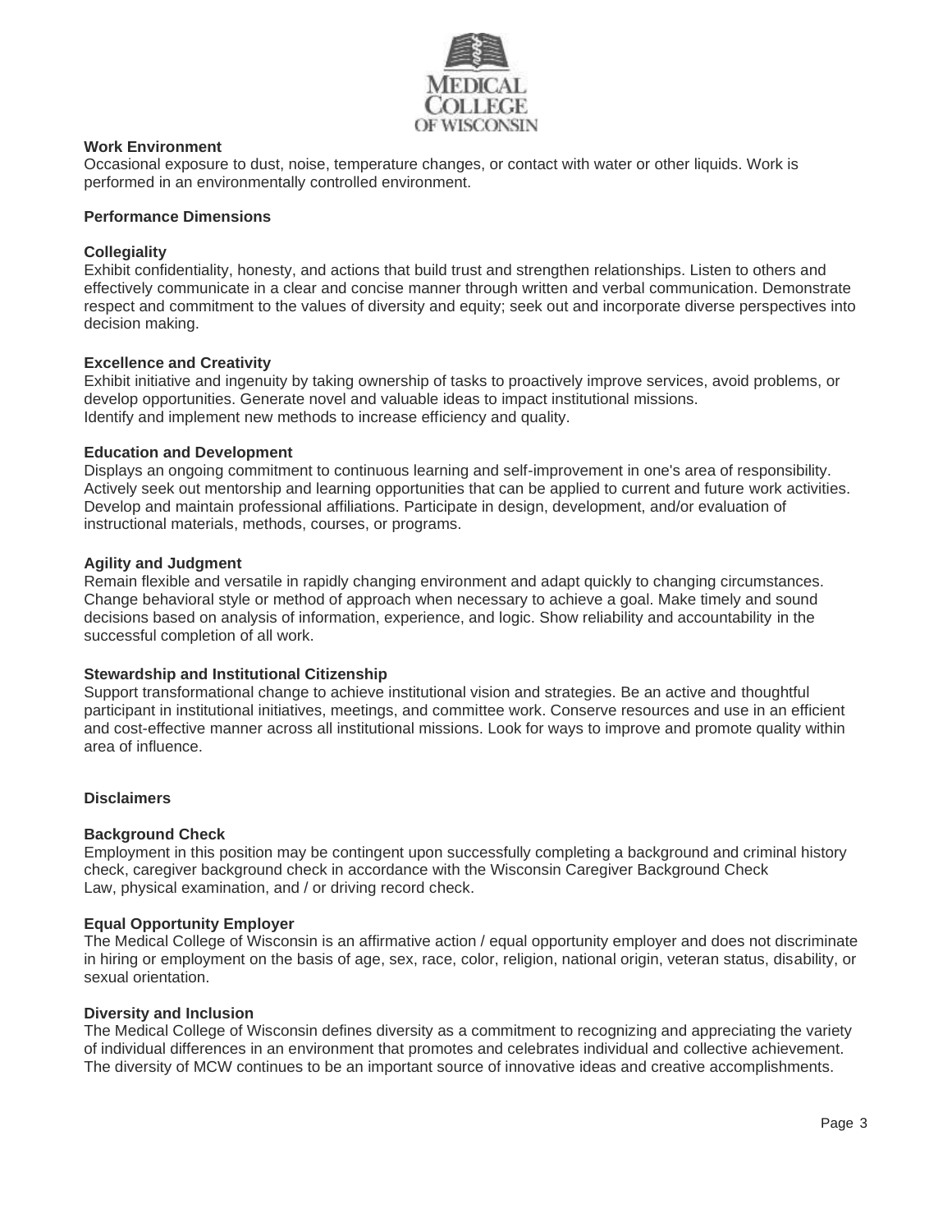**Work Environment**
Occasional exposure to dust, noise, temperature changes, or contact with water or other liquids. Work is performed in an environmentally controlled environment.

**Performance Dimensions**

**Collegiality**
Exhibit confidentiality, honesty, and actions that build trust and strengthen relationships. Listen to others and effectively communicate in a clear and concise manner through written and verbal communication. Demonstrate respect and commitment to the values of diversity and equity; seek out and incorporate diverse perspectives into decision making.

**Excellence and Creativity**
Exhibit initiative and ingenuity by taking ownership of tasks to proactively improve services, avoid problems, or develop opportunities. Generate novel and valuable ideas to impact institutional missions.
Identify and implement new methods to increase efficiency and quality.

**Education and Development**
Displays an ongoing commitment to continuous learning and self-improvement in one's area of responsibility. Actively seek out mentorship and learning opportunities that can be applied to current and future work activities. Develop and maintain professional affiliations. Participate in design, development, and/or evaluation of instructional materials, methods, courses, or programs.

**Agility and Judgment**
Remain flexible and versatile in rapidly changing environment and adapt quickly to changing circumstances. Change behavioral style or method of approach when necessary to achieve a goal. Make timely and sound decisions based on analysis of information, experience, and logic. Show reliability and accountability in the successful completion of all work.

**Stewardship and Institutional Citizenship**
Support transformational change to achieve institutional vision and strategies. Be an active and thoughtful participant in institutional initiatives, meetings, and committee work. Conserve resources and use in an efficient and cost-effective manner across all institutional missions. Look for ways to improve and promote quality within area of influence.

**Disclaimers**

**Background Check**
Employment in this position may be contingent upon successfully completing a background and criminal history check, caregiver background check in accordance with the Wisconsin Caregiver Background Check Law, physical examination, and / or driving record check.

**Equal Opportunity Employer**
The Medical College of Wisconsin is an affirmative action / equal opportunity employer and does not discriminate in hiring or employment on the basis of age, sex, race, color, religion, national origin, veteran status, disability, or sexual orientation.

**Diversity and Inclusion**
The Medical College of Wisconsin defines diversity as a commitment to recognizing and appreciating the variety of individual differences in an environment that promotes and celebrates individual and collective achievement. The diversity of MCW continues to be an important source of innovative ideas and creative accomplishments.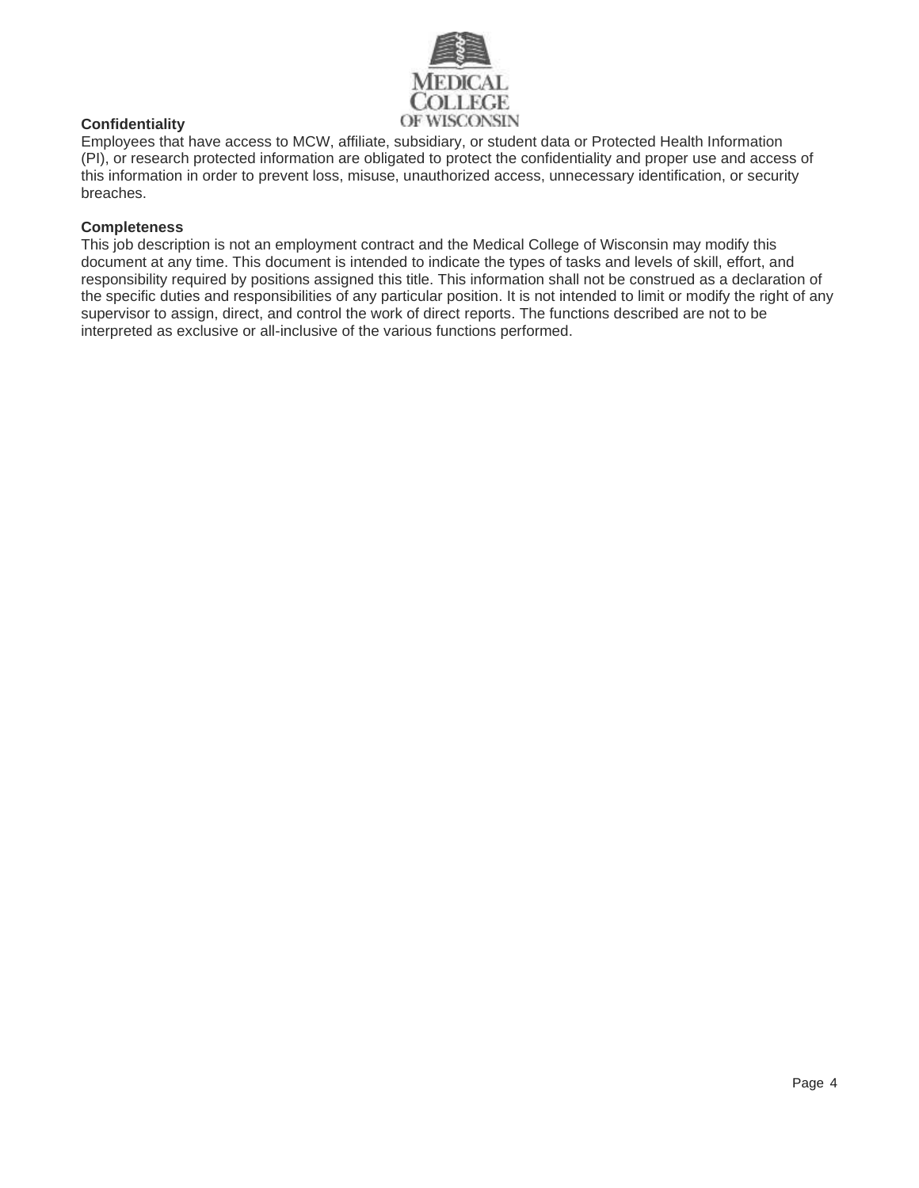**Confidentiality**

Employees that have access to MCW, affiliate, subsidiary, or student data or Protected Health Information (PI), or research protected information are obligated to protect the confidentiality and proper use and access of this information in order to prevent loss, misuse, unauthorized access, unnecessary identification, or security breaches.

**Completeness**

This job description is not an employment contract and the Medical College of Wisconsin may modify this document at any time. This document is intended to indicate the types of tasks and levels of skill, effort, and responsibility required by positions assigned this title. This information shall not be construed as a declaration of the specific duties and responsibilities of any particular position. It is not intended to limit or modify the right of any supervisor to assign, direct, and control the work of direct reports. The functions described are not to be interpreted as exclusive or all-inclusive of the various functions performed.